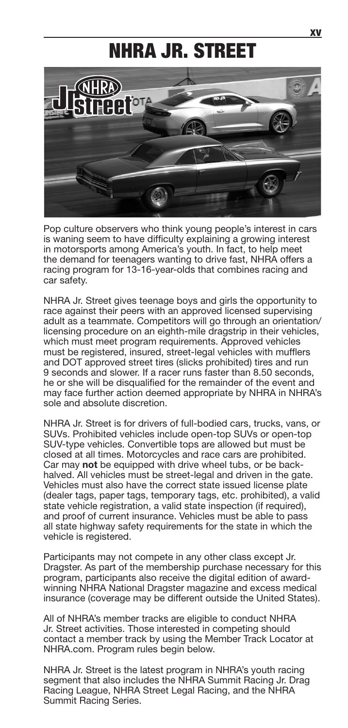# NHRA JR. STREET

Pop culture observers who think young people's interest in cars is waning seem to have difficulty explaining a growing interest in motorsports among America's youth. In fact, to help meet the demand for teenagers wanting to drive fast, NHRA offers a racing program for 13-16-year-olds that combines racing and car safety.

NHRA Jr. Street gives teenage boys and girls the opportunity to race against their peers with an approved licensed supervising adult as a teammate. Competitors will go through an orientation/licensing procedure on an eighth-mile dragstrip in their vehicles, which must meet program requirements. Approved vehicles must be registered, insured, street-legal vehicles with mufflers and DOT approved street tires (slicks prohibited) tires and run 9 seconds and slower. If a racer runs faster than 8.50 seconds, he or she will be disqualified for the remainder of the event and may face further action deemed appropriate by NHRA in NHRA's sole and absolute discretion.

NHRA Jr. Street is for drivers of full-bodied cars, trucks, vans, or SUVs. Prohibited vehicles include open-top SUVs or open-top SUV-type vehicles. Convertible tops are allowed but must be closed at all times. Motorcycles and race cars are prohibited. Car may **not** be equipped with drive wheel tubs, or be back-halved. All vehicles must be street-legal and driven in the gate. Vehicles must also have the correct state issued license plate (dealer tags, paper tags, temporary tags, etc. prohibited), a valid state vehicle registration, a valid state inspection (if required), and proof of current insurance. Vehicles must be able to pass all state highway safety requirements for the state in which the vehicle is registered.

Participants may not compete in any other class except Jr. Dragster. As part of the membership purchase necessary for this program, participants also receive the digital edition of award-winning NHRA National Dragster magazine and excess medical insurance (coverage may be different outside the United States).

All of NHRA's member tracks are eligible to conduct NHRA Jr. Street activities. Those interested in competing should contact a member track by using the Member Track Locator at NHRA.com. Program rules begin below.

NHRA Jr. Street is the latest program in NHRA's youth racing segment that also includes the NHRA Summit Racing Jr. Drag Racing League, NHRA Street Legal Racing, and the NHRA Summit Racing Series.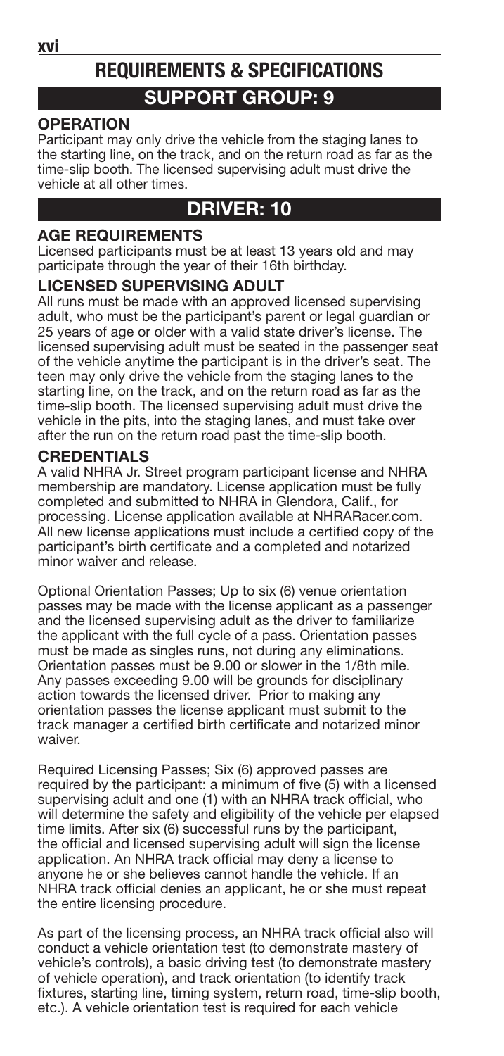# REQUIREMENTS & SPECIFICATIONS

## SUPPORT GROUP: 9

### OPERATION

Participant may only drive the vehicle from the staging lanes to the starting line, on the track, and on the return road as far as the time-slip booth. The licensed supervising adult must drive the vehicle at all other times.

## DRIVER: 10

### AGE REQUIREMENTS

Licensed participants must be at least 13 years old and may participate through the year of their 16th birthday.

### LICENSED SUPERVISING ADULT

All runs must be made with an approved licensed supervising adult, who must be the participant's parent or legal guardian or 25 years of age or older with a valid state driver's license. The licensed supervising adult must be seated in the passenger seat of the vehicle anytime the participant is in the driver's seat. The teen may only drive the vehicle from the staging lanes to the starting line, on the track, and on the return road as far as the time-slip booth. The licensed supervising adult must drive the vehicle in the pits, into the staging lanes, and must take over after the run on the return road past the time-slip booth.

### CREDENTIALS

A valid NHRA Jr. Street program participant license and NHRA membership are mandatory. License application must be fully completed and submitted to NHRA in Glendora, Calif., for processing. License application available at NHRARacer.com. All new license applications must include a certified copy of the participant's birth certificate and a completed and notarized minor waiver and release.

Optional Orientation Passes; Up to six (6) venue orientation passes may be made with the license applicant as a passenger and the licensed supervising adult as the driver to familiarize the applicant with the full cycle of a pass. Orientation passes must be made as singles runs, not during any eliminations. Orientation passes must be 9.00 or slower in the 1/8th mile. Any passes exceeding 9.00 will be grounds for disciplinary action towards the licensed driver. Prior to making any orientation passes the license applicant must submit to the track manager a certified birth certificate and notarized minor waiver.

Required Licensing Passes; Six (6) approved passes are required by the participant: a minimum of five (5) with a licensed supervising adult and one (1) with an NHRA track official, who will determine the safety and eligibility of the vehicle per elapsed time limits. After six (6) successful runs by the participant, the official and licensed supervising adult will sign the license application. An NHRA track official may deny a license to anyone he or she believes cannot handle the vehicle. If an NHRA track official denies an applicant, he or she must repeat the entire licensing procedure.

As part of the licensing process, an NHRA track official also will conduct a vehicle orientation test (to demonstrate mastery of vehicle's controls), a basic driving test (to demonstrate mastery of vehicle operation), and track orientation (to identify track fixtures, starting line, timing system, return road, time-slip booth, etc.). A vehicle orientation test is required for each vehicle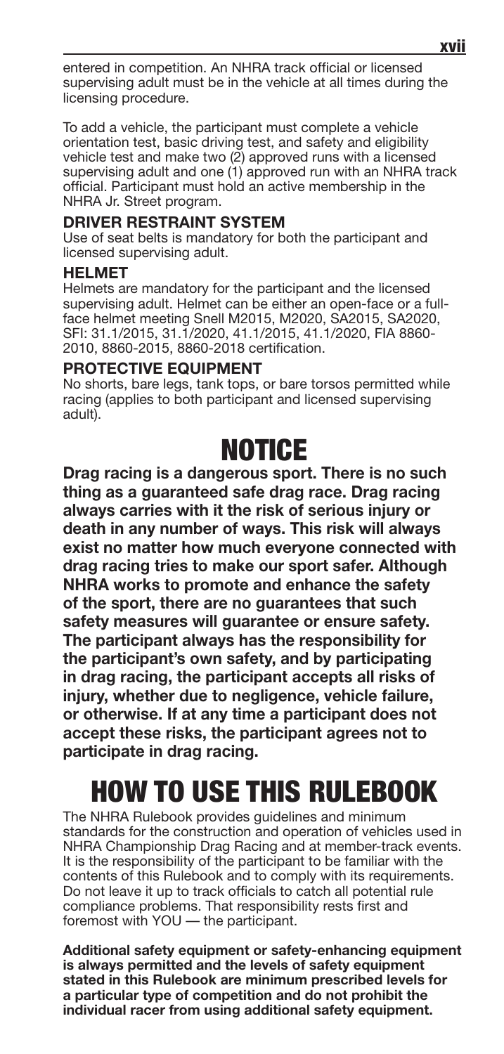entered in competition. An NHRA track official or licensed supervising adult must be in the vehicle at all times during the licensing procedure.

To add a vehicle, the participant must complete a vehicle orientation test, basic driving test, and safety and eligibility vehicle test and make two (2) approved runs with a licensed supervising adult and one (1) approved run with an NHRA track official. Participant must hold an active membership in the NHRA Jr. Street program.

### DRIVER RESTRAINT SYSTEM

Use of seat belts is mandatory for both the participant and licensed supervising adult.

### HELMET

Helmets are mandatory for the participant and the licensed supervising adult. Helmet can be either an open-face or a full-face helmet meeting Snell M2015, M2020, SA2015, SA2020, SFI: 31.1/2015, 31.1/2020, 41.1/2015, 41.1/2020, FIA 8860-2010, 8860-2015, 8860-2018 certification.

### PROTECTIVE EQUIPMENT

No shorts, bare legs, tank tops, or bare torsos permitted while racing (applies to both participant and licensed supervising adult).

# NOTICE

**Drag racing is a dangerous sport. There is no such thing as a guaranteed safe drag race. Drag racing always carries with it the risk of serious injury or death in any number of ways. This risk will always exist no matter how much everyone connected with drag racing tries to make our sport safer. Although NHRA works to promote and enhance the safety of the sport, there are no guarantees that such safety measures will guarantee or ensure safety. The participant always has the responsibility for the participant's own safety, and by participating in drag racing, the participant accepts all risks of injury, whether due to negligence, vehicle failure, or otherwise. If at any time a participant does not accept these risks, the participant agrees not to participate in drag racing.**

# HOW TO USE THIS RULEBOOK

The NHRA Rulebook provides guidelines and minimum standards for the construction and operation of vehicles used in NHRA Championship Drag Racing and at member-track events. It is the responsibility of the participant to be familiar with the contents of this Rulebook and to comply with its requirements. Do not leave it up to track officials to catch all potential rule compliance problems. That responsibility rests first and foremost with YOU — the participant.

**Additional safety equipment or safety-enhancing equipment is always permitted and the levels of safety equipment stated in this Rulebook are minimum prescribed levels for a particular type of competition and do not prohibit the individual racer from using additional safety equipment.**